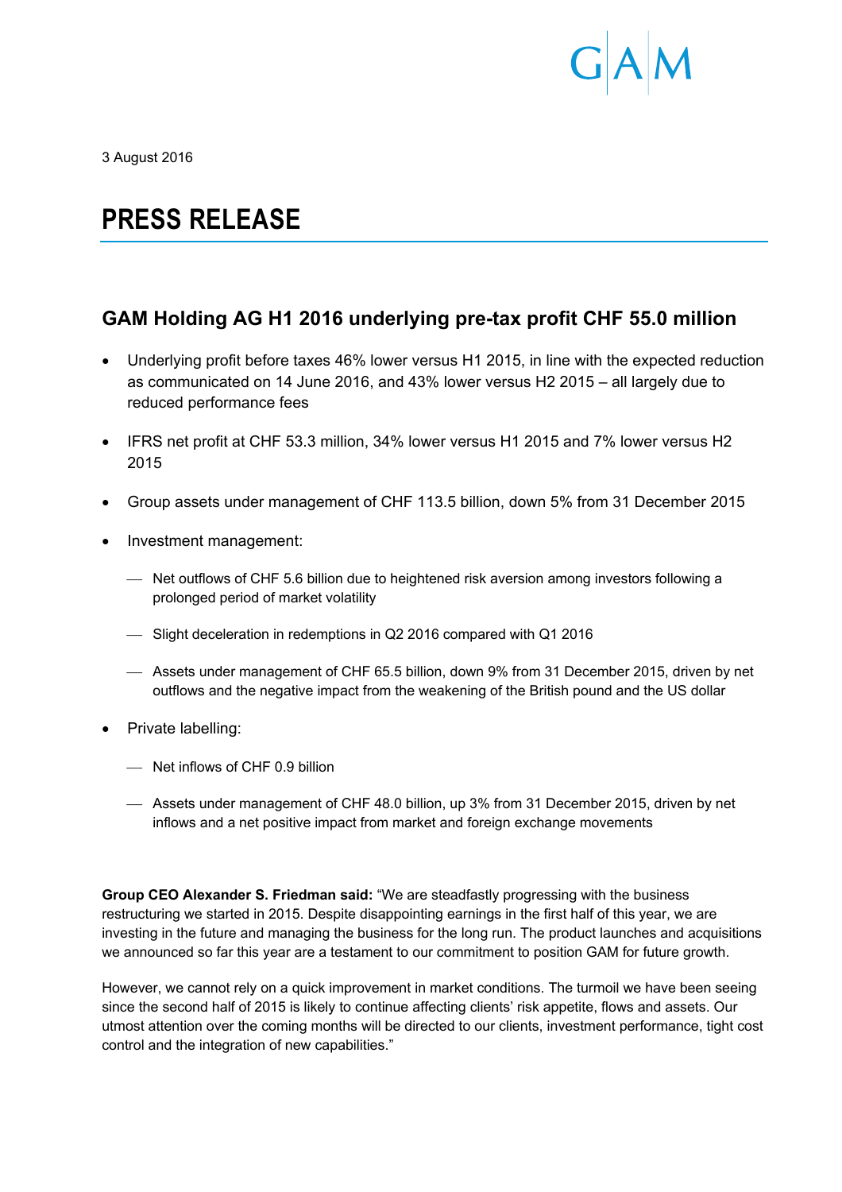3 August 2016

# PRESS RELEASE

## GAM Holding AG H1 2016 underlying pre-tax profit CHF 55.0 million

- Underlying profit before taxes 46% lower versus H1 2015, in line with the expected reduction as communicated on 14 June 2016, and 43% lower versus H2 2015 – all largely due to reduced performance fees
- IFRS net profit at CHF 53.3 million, 34% lower versus H1 2015 and 7% lower versus H2 2015
- Group assets under management of CHF 113.5 billion, down 5% from 31 December 2015
- Investment management:
  - Net outflows of CHF 5.6 billion due to heightened risk aversion among investors following a prolonged period of market volatility
  - Slight deceleration in redemptions in Q2 2016 compared with Q1 2016
  - Assets under management of CHF 65.5 billion, down 9% from 31 December 2015, driven by net outflows and the negative impact from the weakening of the British pound and the US dollar
- Private labelling:
  - Net inflows of CHF 0.9 billion
  - Assets under management of CHF 48.0 billion, up 3% from 31 December 2015, driven by net inflows and a net positive impact from market and foreign exchange movements

**Group CEO Alexander S. Friedman said:** "We are steadfastly progressing with the business restructuring we started in 2015. Despite disappointing earnings in the first half of this year, we are investing in the future and managing the business for the long run. The product launches and acquisitions we announced so far this year are a testament to our commitment to position GAM for future growth.

However, we cannot rely on a quick improvement in market conditions. The turmoil we have been seeing since the second half of 2015 is likely to continue affecting clients' risk appetite, flows and assets. Our utmost attention over the coming months will be directed to our clients, investment performance, tight cost control and the integration of new capabilities."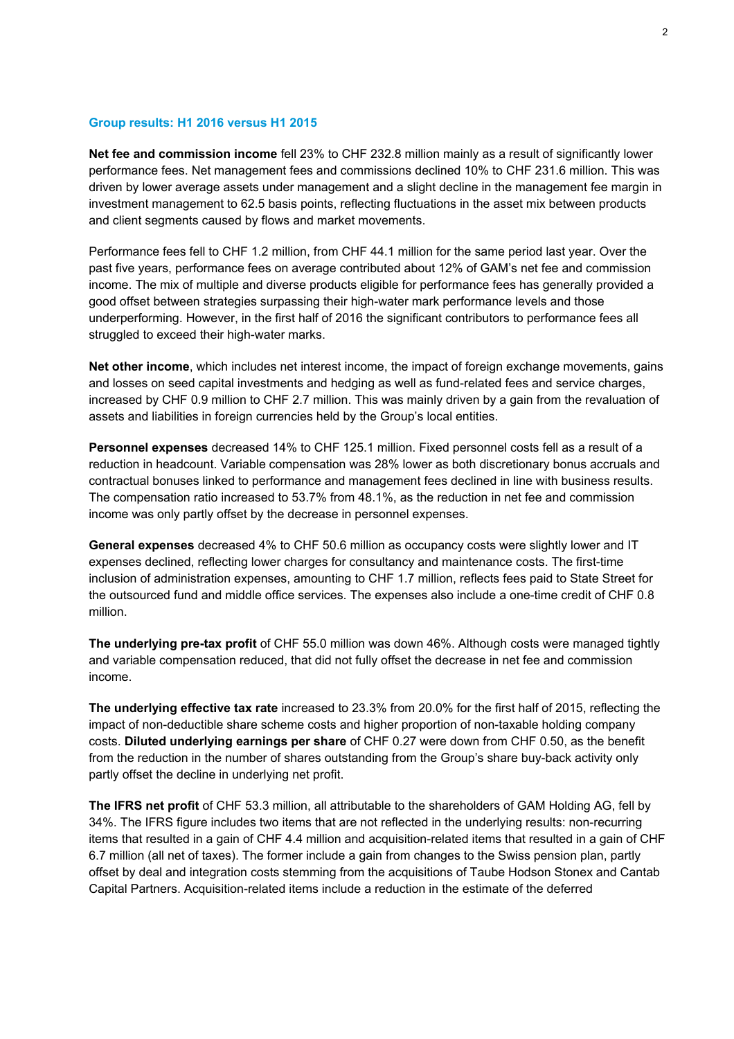## Group results: H1 2016 versus H1 2015

**Net fee and commission income** fell 23% to CHF 232.8 million mainly as a result of significantly lower performance fees. Net management fees and commissions declined 10% to CHF 231.6 million. This was driven by lower average assets under management and a slight decline in the management fee margin in investment management to 62.5 basis points, reflecting fluctuations in the asset mix between products and client segments caused by flows and market movements.

Performance fees fell to CHF 1.2 million, from CHF 44.1 million for the same period last year. Over the past five years, performance fees on average contributed about 12% of GAM's net fee and commission income. The mix of multiple and diverse products eligible for performance fees has generally provided a good offset between strategies surpassing their high-water mark performance levels and those underperforming. However, in the first half of 2016 the significant contributors to performance fees all struggled to exceed their high-water marks.

**Net other income**, which includes net interest income, the impact of foreign exchange movements, gains and losses on seed capital investments and hedging as well as fund-related fees and service charges, increased by CHF 0.9 million to CHF 2.7 million. This was mainly driven by a gain from the revaluation of assets and liabilities in foreign currencies held by the Group's local entities.

**Personnel expenses** decreased 14% to CHF 125.1 million. Fixed personnel costs fell as a result of a reduction in headcount. Variable compensation was 28% lower as both discretionary bonus accruals and contractual bonuses linked to performance and management fees declined in line with business results. The compensation ratio increased to 53.7% from 48.1%, as the reduction in net fee and commission income was only partly offset by the decrease in personnel expenses.

**General expenses** decreased 4% to CHF 50.6 million as occupancy costs were slightly lower and IT expenses declined, reflecting lower charges for consultancy and maintenance costs. The first-time inclusion of administration expenses, amounting to CHF 1.7 million, reflects fees paid to State Street for the outsourced fund and middle office services. The expenses also include a one-time credit of CHF 0.8 million.

**The underlying pre-tax profit** of CHF 55.0 million was down 46%. Although costs were managed tightly and variable compensation reduced, that did not fully offset the decrease in net fee and commission income.

**The underlying effective tax rate** increased to 23.3% from 20.0% for the first half of 2015, reflecting the impact of non-deductible share scheme costs and higher proportion of non-taxable holding company costs. **Diluted underlying earnings per share** of CHF 0.27 were down from CHF 0.50, as the benefit from the reduction in the number of shares outstanding from the Group's share buy-back activity only partly offset the decline in underlying net profit.

**The IFRS net profit** of CHF 53.3 million, all attributable to the shareholders of GAM Holding AG, fell by 34%. The IFRS figure includes two items that are not reflected in the underlying results: non-recurring items that resulted in a gain of CHF 4.4 million and acquisition-related items that resulted in a gain of CHF 6.7 million (all net of taxes). The former include a gain from changes to the Swiss pension plan, partly offset by deal and integration costs stemming from the acquisitions of Taube Hodson Stonex and Cantab Capital Partners. Acquisition-related items include a reduction in the estimate of the deferred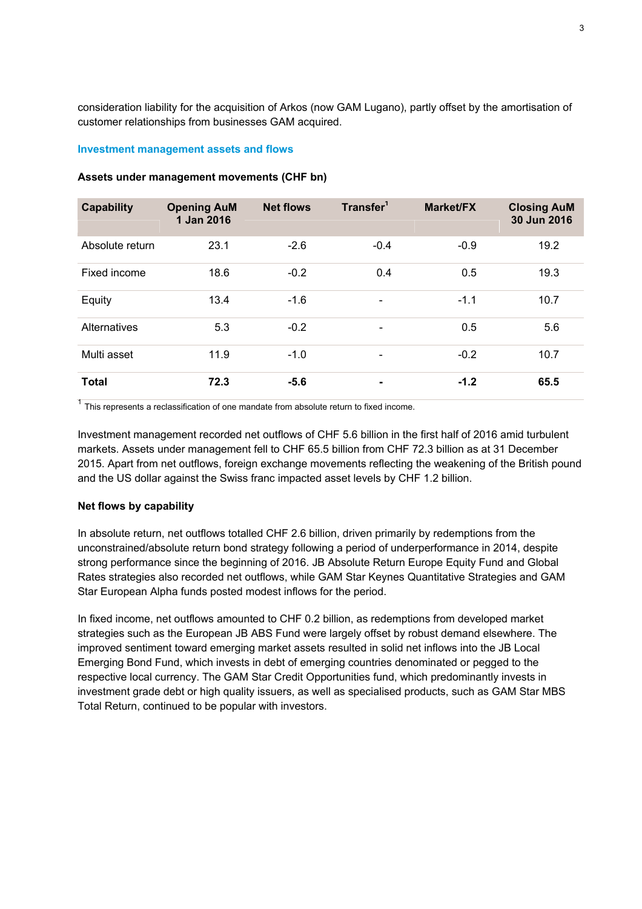consideration liability for the acquisition of Arkos (now GAM Lugano), partly offset by the amortisation of customer relationships from businesses GAM acquired.

## Investment management assets and flows

**Assets under management movements (CHF bn)**

| Capability | Opening AuM 1 Jan 2016 | Net flows | Transfer[1] | Market/FX | Closing AuM 30 Jun 2016 |
|---|---|---|---|---|---|
| Absolute return | 23.1 | -2.6 | -0.4 | -0.9 | 19.2 |
| Fixed income | 18.6 | -0.2 | 0.4 | 0.5 | 19.3 |
| Equity | 13.4 | -1.6 | - | -1.1 | 10.7 |
| Alternatives | 5.3 | -0.2 | - | 0.5 | 5.6 |
| Multi asset | 11.9 | -1.0 | - | -0.2 | 10.7 |
| **Total** | **72.3** | **-5.6** | **-** | **-1.2** | **65.5** |

[1] This represents a reclassification of one mandate from absolute return to fixed income.

Investment management recorded net outflows of CHF 5.6 billion in the first half of 2016 amid turbulent markets. Assets under management fell to CHF 65.5 billion from CHF 72.3 billion as at 31 December 2015. Apart from net outflows, foreign exchange movements reflecting the weakening of the British pound and the US dollar against the Swiss franc impacted asset levels by CHF 1.2 billion.

**Net flows by capability**

In absolute return, net outflows totalled CHF 2.6 billion, driven primarily by redemptions from the unconstrained/absolute return bond strategy following a period of underperformance in 2014, despite strong performance since the beginning of 2016. JB Absolute Return Europe Equity Fund and Global Rates strategies also recorded net outflows, while GAM Star Keynes Quantitative Strategies and GAM Star European Alpha funds posted modest inflows for the period.

In fixed income, net outflows amounted to CHF 0.2 billion, as redemptions from developed market strategies such as the European JB ABS Fund were largely offset by robust demand elsewhere. The improved sentiment toward emerging market assets resulted in solid net inflows into the JB Local Emerging Bond Fund, which invests in debt of emerging countries denominated or pegged to the respective local currency. The GAM Star Credit Opportunities fund, which predominantly invests in investment grade debt or high quality issuers, as well as specialised products, such as GAM Star MBS Total Return, continued to be popular with investors.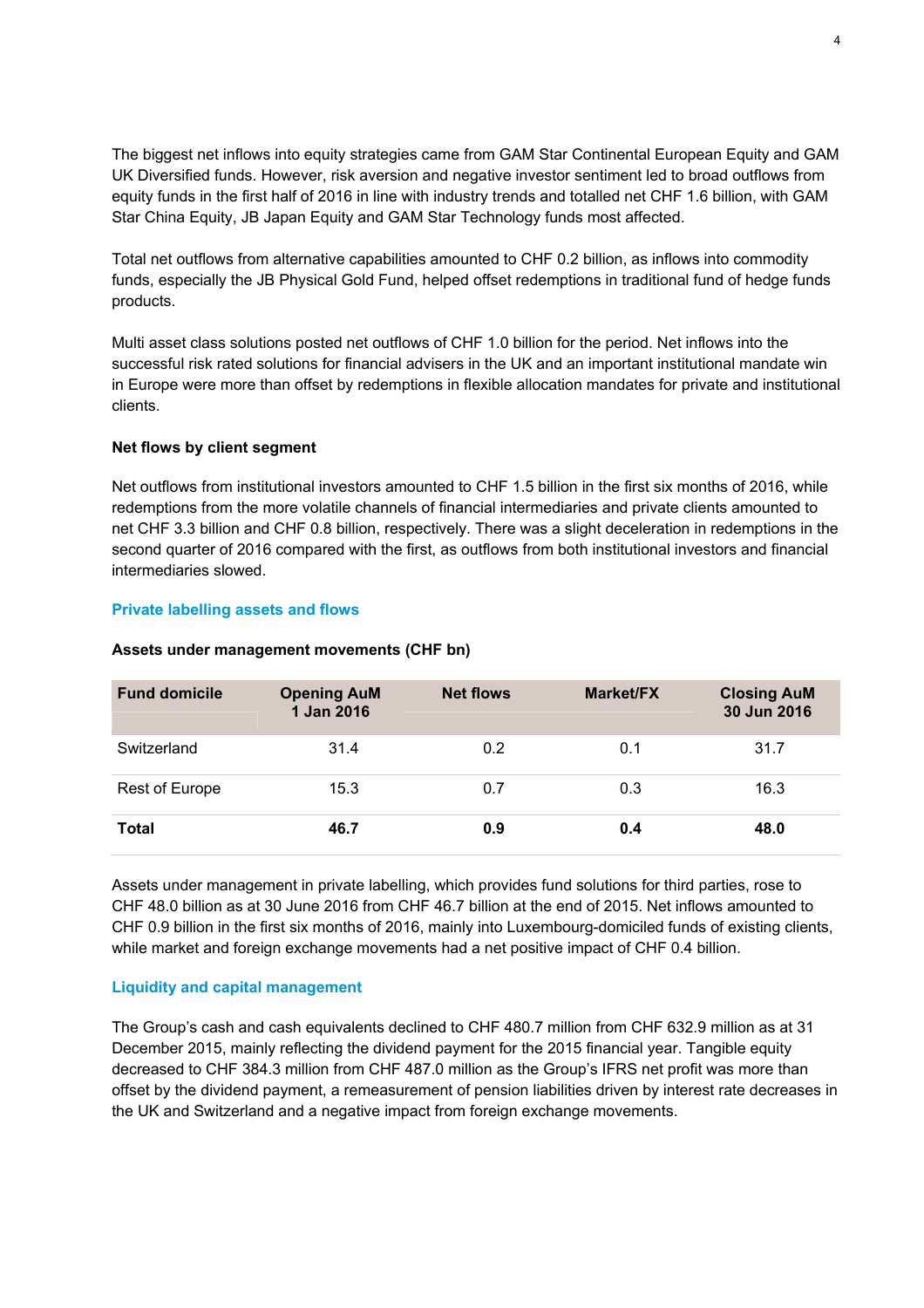The biggest net inflows into equity strategies came from GAM Star Continental European Equity and GAM UK Diversified funds. However, risk aversion and negative investor sentiment led to broad outflows from equity funds in the first half of 2016 in line with industry trends and totalled net CHF 1.6 billion, with GAM Star China Equity, JB Japan Equity and GAM Star Technology funds most affected.

Total net outflows from alternative capabilities amounted to CHF 0.2 billion, as inflows into commodity funds, especially the JB Physical Gold Fund, helped offset redemptions in traditional fund of hedge funds products.

Multi asset class solutions posted net outflows of CHF 1.0 billion for the period. Net inflows into the successful risk rated solutions for financial advisers in the UK and an important institutional mandate win in Europe were more than offset by redemptions in flexible allocation mandates for private and institutional clients.

**Net flows by client segment**

Net outflows from institutional investors amounted to CHF 1.5 billion in the first six months of 2016, while redemptions from the more volatile channels of financial intermediaries and private clients amounted to net CHF 3.3 billion and CHF 0.8 billion, respectively. There was a slight deceleration in redemptions in the second quarter of 2016 compared with the first, as outflows from both institutional investors and financial intermediaries slowed.

## Private labelling assets and flows

**Assets under management movements (CHF bn)**

| Fund domicile | Opening AuM 1 Jan 2016 | Net flows | Market/FX | Closing AuM 30 Jun 2016 |
|---|---|---|---|---|
| Switzerland | 31.4 | 0.2 | 0.1 | 31.7 |
| Rest of Europe | 15.3 | 0.7 | 0.3 | 16.3 |
| **Total** | **46.7** | **0.9** | **0.4** | **48.0** |

Assets under management in private labelling, which provides fund solutions for third parties, rose to CHF 48.0 billion as at 30 June 2016 from CHF 46.7 billion at the end of 2015. Net inflows amounted to CHF 0.9 billion in the first six months of 2016, mainly into Luxembourg-domiciled funds of existing clients, while market and foreign exchange movements had a net positive impact of CHF 0.4 billion.

## Liquidity and capital management

The Group's cash and cash equivalents declined to CHF 480.7 million from CHF 632.9 million as at 31 December 2015, mainly reflecting the dividend payment for the 2015 financial year. Tangible equity decreased to CHF 384.3 million from CHF 487.0 million as the Group's IFRS net profit was more than offset by the dividend payment, a remeasurement of pension liabilities driven by interest rate decreases in the UK and Switzerland and a negative impact from foreign exchange movements.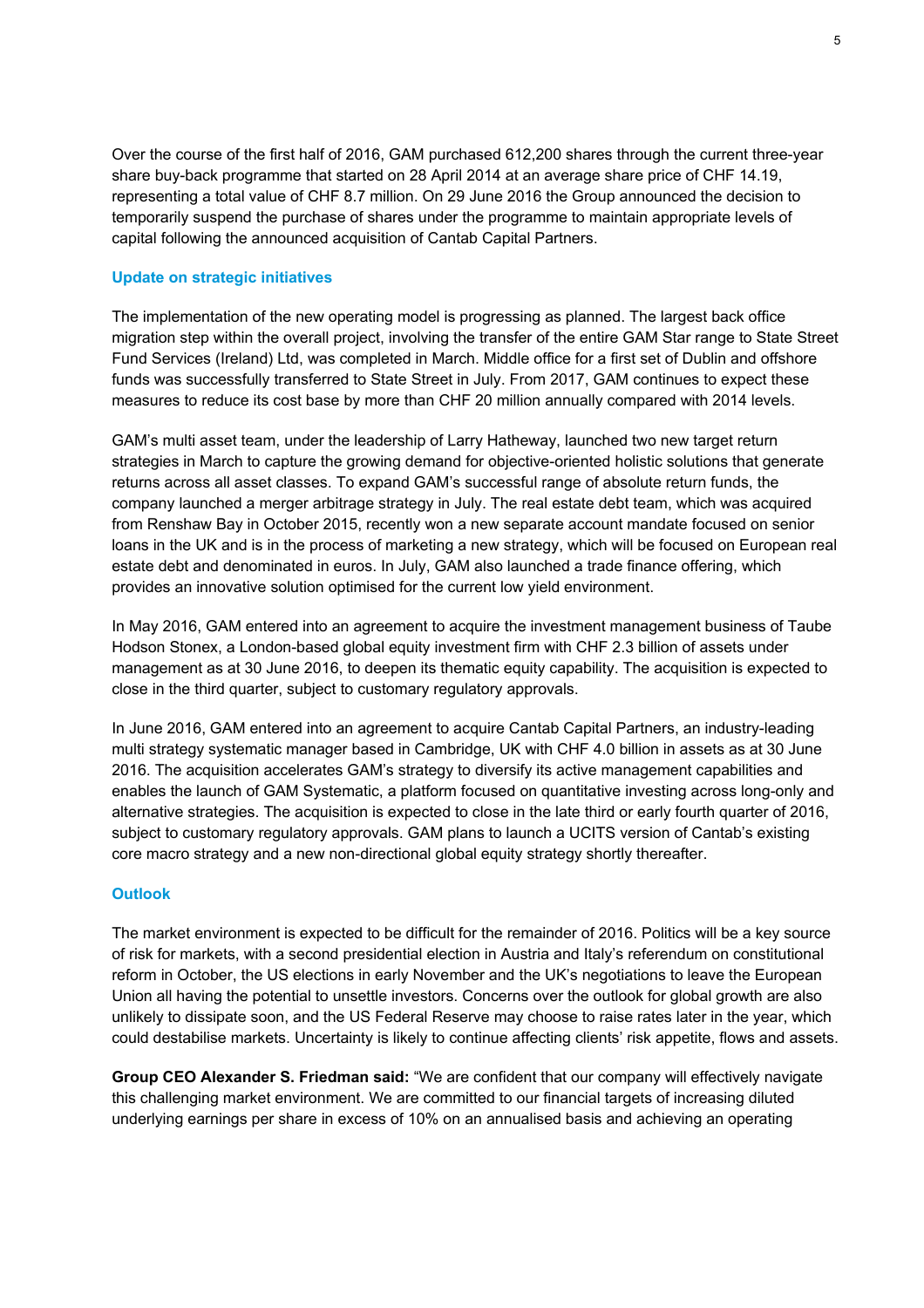Over the course of the first half of 2016, GAM purchased 612,200 shares through the current three-year share buy-back programme that started on 28 April 2014 at an average share price of CHF 14.19, representing a total value of CHF 8.7 million. On 29 June 2016 the Group announced the decision to temporarily suspend the purchase of shares under the programme to maintain appropriate levels of capital following the announced acquisition of Cantab Capital Partners.

## Update on strategic initiatives

The implementation of the new operating model is progressing as planned. The largest back office migration step within the overall project, involving the transfer of the entire GAM Star range to State Street Fund Services (Ireland) Ltd, was completed in March. Middle office for a first set of Dublin and offshore funds was successfully transferred to State Street in July. From 2017, GAM continues to expect these measures to reduce its cost base by more than CHF 20 million annually compared with 2014 levels.

GAM's multi asset team, under the leadership of Larry Hatheway, launched two new target return strategies in March to capture the growing demand for objective-oriented holistic solutions that generate returns across all asset classes. To expand GAM's successful range of absolute return funds, the company launched a merger arbitrage strategy in July. The real estate debt team, which was acquired from Renshaw Bay in October 2015, recently won a new separate account mandate focused on senior loans in the UK and is in the process of marketing a new strategy, which will be focused on European real estate debt and denominated in euros. In July, GAM also launched a trade finance offering, which provides an innovative solution optimised for the current low yield environment.

In May 2016, GAM entered into an agreement to acquire the investment management business of Taube Hodson Stonex, a London-based global equity investment firm with CHF 2.3 billion of assets under management as at 30 June 2016, to deepen its thematic equity capability. The acquisition is expected to close in the third quarter, subject to customary regulatory approvals.

In June 2016, GAM entered into an agreement to acquire Cantab Capital Partners, an industry-leading multi strategy systematic manager based in Cambridge, UK with CHF 4.0 billion in assets as at 30 June 2016. The acquisition accelerates GAM's strategy to diversify its active management capabilities and enables the launch of GAM Systematic, a platform focused on quantitative investing across long-only and alternative strategies. The acquisition is expected to close in the late third or early fourth quarter of 2016, subject to customary regulatory approvals. GAM plans to launch a UCITS version of Cantab's existing core macro strategy and a new non-directional global equity strategy shortly thereafter.

## Outlook

The market environment is expected to be difficult for the remainder of 2016. Politics will be a key source of risk for markets, with a second presidential election in Austria and Italy's referendum on constitutional reform in October, the US elections in early November and the UK's negotiations to leave the European Union all having the potential to unsettle investors. Concerns over the outlook for global growth are also unlikely to dissipate soon, and the US Federal Reserve may choose to raise rates later in the year, which could destabilise markets. Uncertainty is likely to continue affecting clients' risk appetite, flows and assets.

**Group CEO Alexander S. Friedman said:** "We are confident that our company will effectively navigate this challenging market environment. We are committed to our financial targets of increasing diluted underlying earnings per share in excess of 10% on an annualised basis and achieving an operating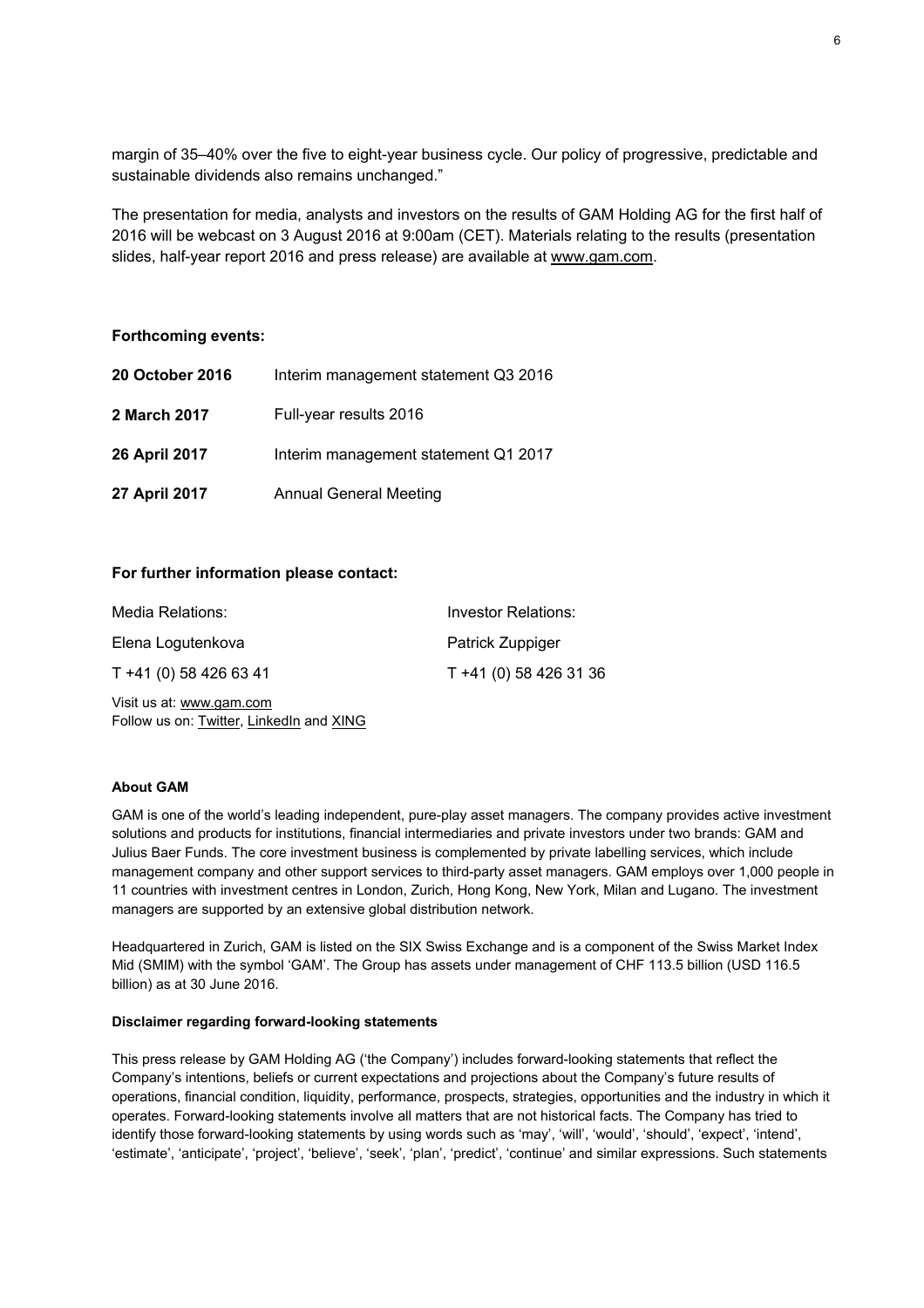margin of 35–40% over the five to eight-year business cycle. Our policy of progressive, predictable and sustainable dividends also remains unchanged."

The presentation for media, analysts and investors on the results of GAM Holding AG for the first half of 2016 will be webcast on 3 August 2016 at 9:00am (CET). Materials relating to the results (presentation slides, half-year report 2016 and press release) are available at www.gam.com.

**Forthcoming events:**

| | |
|---|---|
| **20 October 2016** | Interim management statement Q3 2016 |
| **2 March 2017** | Full-year results 2016 |
| **26 April 2017** | Interim management statement Q1 2017 |
| **27 April 2017** | Annual General Meeting |

**For further information please contact:**

| Media Relations: | Investor Relations: |
|---|---|
| Elena Logutenkova | Patrick Zuppiger |
| T +41 (0) 58 426 63 41 | T +41 (0) 58 426 31 36 |

Visit us at: www.gam.com
Follow us on: Twitter, LinkedIn and XING

**About GAM**

GAM is one of the world's leading independent, pure-play asset managers. The company provides active investment solutions and products for institutions, financial intermediaries and private investors under two brands: GAM and Julius Baer Funds. The core investment business is complemented by private labelling services, which include management company and other support services to third-party asset managers. GAM employs over 1,000 people in 11 countries with investment centres in London, Zurich, Hong Kong, New York, Milan and Lugano. The investment managers are supported by an extensive global distribution network.

Headquartered in Zurich, GAM is listed on the SIX Swiss Exchange and is a component of the Swiss Market Index Mid (SMIM) with the symbol 'GAM'. The Group has assets under management of CHF 113.5 billion (USD 116.5 billion) as at 30 June 2016.

**Disclaimer regarding forward-looking statements**

This press release by GAM Holding AG ('the Company') includes forward-looking statements that reflect the Company's intentions, beliefs or current expectations and projections about the Company's future results of operations, financial condition, liquidity, performance, prospects, strategies, opportunities and the industry in which it operates. Forward-looking statements involve all matters that are not historical facts. The Company has tried to identify those forward-looking statements by using words such as 'may', 'will', 'would', 'should', 'expect', 'intend', 'estimate', 'anticipate', 'project', 'believe', 'seek', 'plan', 'predict', 'continue' and similar expressions. Such statements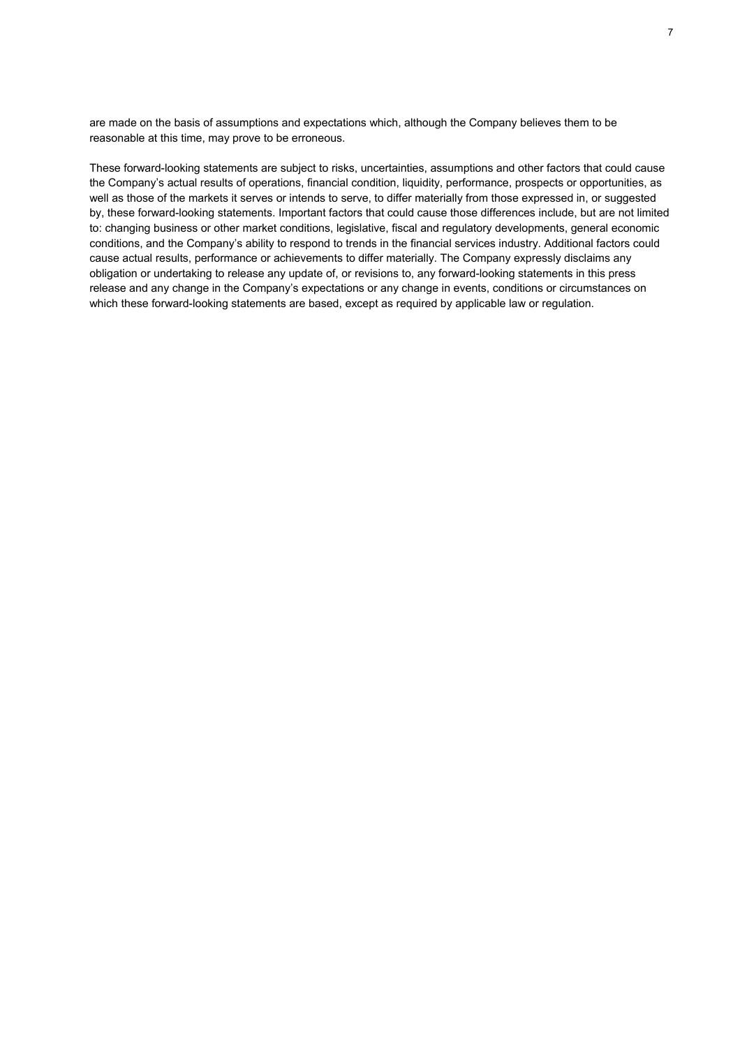are made on the basis of assumptions and expectations which, although the Company believes them to be reasonable at this time, may prove to be erroneous.

These forward-looking statements are subject to risks, uncertainties, assumptions and other factors that could cause the Company's actual results of operations, financial condition, liquidity, performance, prospects or opportunities, as well as those of the markets it serves or intends to serve, to differ materially from those expressed in, or suggested by, these forward-looking statements. Important factors that could cause those differences include, but are not limited to: changing business or other market conditions, legislative, fiscal and regulatory developments, general economic conditions, and the Company's ability to respond to trends in the financial services industry. Additional factors could cause actual results, performance or achievements to differ materially. The Company expressly disclaims any obligation or undertaking to release any update of, or revisions to, any forward-looking statements in this press release and any change in the Company's expectations or any change in events, conditions or circumstances on which these forward-looking statements are based, except as required by applicable law or regulation.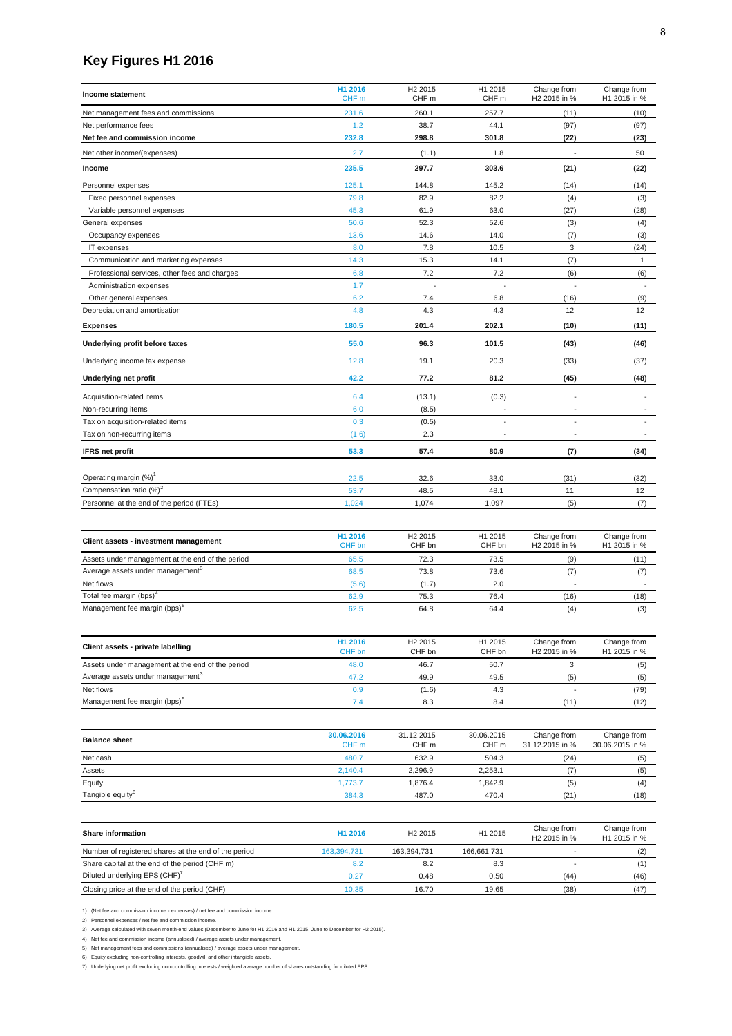## Key Figures H1 2016

| Income statement | H1 2016 CHF m | H2 2015 CHF m | H1 2015 CHF m | Change from H2 2015 in % | Change from H1 2015 in % |
|---|---|---|---|---|---|
| Net management fees and commissions | 231.6 | 260.1 | 257.7 | (11) | (10) |
| Net performance fees | 1.2 | 38.7 | 44.1 | (97) | (97) |
| **Net fee and commission income** | **232.8** | **298.8** | **301.8** | **(22)** | **(23)** |
| Net other income/(expenses) | 2.7 | (1.1) | 1.8 | - | 50 |
| **Income** | **235.5** | **297.7** | **303.6** | **(21)** | **(22)** |
| Personnel expenses | 125.1 | 144.8 | 145.2 | (14) | (14) |
| Fixed personnel expenses | 79.8 | 82.9 | 82.2 | (4) | (3) |
| Variable personnel expenses | 45.3 | 61.9 | 63.0 | (27) | (28) |
| General expenses | 50.6 | 52.3 | 52.6 | (3) | (4) |
| Occupancy expenses | 13.6 | 14.6 | 14.0 | (7) | (3) |
| IT expenses | 8.0 | 7.8 | 10.5 | 3 | (24) |
| Communication and marketing expenses | 14.3 | 15.3 | 14.1 | (7) | 1 |
| Professional services, other fees and charges | 6.8 | 7.2 | 7.2 | (6) | (6) |
| Administration expenses | 1.7 | - | - | - | - |
| Other general expenses | 6.2 | 7.4 | 6.8 | (16) | (9) |
| Depreciation and amortisation | 4.8 | 4.3 | 4.3 | 12 | 12 |
| **Expenses** | **180.5** | **201.4** | **202.1** | **(10)** | **(11)** |
| **Underlying profit before taxes** | **55.0** | **96.3** | **101.5** | **(43)** | **(46)** |
| Underlying income tax expense | 12.8 | 19.1 | 20.3 | (33) | (37) |
| **Underlying net profit** | **42.2** | **77.2** | **81.2** | **(45)** | **(48)** |
| Acquisition-related items | 6.4 | (13.1) | (0.3) | - | - |
| Non-recurring items | 6.0 | (8.5) | - | - | - |
| Tax on acquisition-related items | 0.3 | (0.5) | - | - | - |
| Tax on non-recurring items | (1.6) | 2.3 | - | - | - |
| **IFRS net profit** | **53.3** | **57.4** | **80.9** | **(7)** | **(34)** |
| Operating margin (%)[1] | 22.5 | 32.6 | 33.0 | (31) | (32) |
| Compensation ratio (%)[2] | 53.7 | 48.5 | 48.1 | 11 | 12 |
| Personnel at the end of the period (FTEs) | 1,024 | 1,074 | 1,097 | (5) | (7) |

| Client assets - investment management | H1 2016 CHF bn | H2 2015 CHF bn | H1 2015 CHF bn | Change from H2 2015 in % | Change from H1 2015 in % |
|---|---|---|---|---|---|
| Assets under management at the end of the period | 65.5 | 72.3 | 73.5 | (9) | (11) |
| Average assets under management[3] | 68.5 | 73.8 | 73.6 | (7) | (7) |
| Net flows | (5.6) | (1.7) | 2.0 | - | - |
| Total fee margin (bps)[4] | 62.9 | 75.3 | 76.4 | (16) | (18) |
| Management fee margin (bps)[5] | 62.5 | 64.8 | 64.4 | (4) | (3) |

| Client assets - private labelling | H1 2016 CHF bn | H2 2015 CHF bn | H1 2015 CHF bn | Change from H2 2015 in % | Change from H1 2015 in % |
|---|---|---|---|---|---|
| Assets under management at the end of the period | 48.0 | 46.7 | 50.7 | 3 | (5) |
| Average assets under management[3] | 47.2 | 49.9 | 49.5 | (5) | (5) |
| Net flows | 0.9 | (1.6) | 4.3 | - | (79) |
| Management fee margin (bps)[5] | 7.4 | 8.3 | 8.4 | (11) | (12) |

| Balance sheet | 30.06.2016 CHF m | 31.12.2015 CHF m | 30.06.2015 CHF m | Change from 31.12.2015 in % | Change from 30.06.2015 in % |
|---|---|---|---|---|---|
| Net cash | 480.7 | 632.9 | 504.3 | (24) | (5) |
| Assets | 2,140.4 | 2,296.9 | 2,253.1 | (7) | (5) |
| Equity | 1,773.7 | 1,876.4 | 1,842.9 | (5) | (4) |
| Tangible equity[6] | 384.3 | 487.0 | 470.4 | (21) | (18) |

| Share information | H1 2016 | H2 2015 | H1 2015 | Change from H2 2015 in % | Change from H1 2015 in % |
|---|---|---|---|---|---|
| Number of registered shares at the end of the period | 163,394,731 | 163,394,731 | 166,661,731 | - | (2) |
| Share capital at the end of the period (CHF m) | 8.2 | 8.2 | 8.3 | - | (1) |
| Diluted underlying EPS (CHF)[7] | 0.27 | 0.48 | 0.50 | (44) | (46) |
| Closing price at the end of the period (CHF) | 10.35 | 16.70 | 19.65 | (38) | (47) |

1) (Net fee and commission income - expenses) / net fee and commission income.
2) Personnel expenses / net fee and commission income.
3) Average calculated with seven month-end values (December to June for H1 2016 and H1 2015, June to December for H2 2015).
4) Net fee and commission income (annualised) / average assets under management.
5) Net management fees and commissions (annualised) / average assets under management.
6) Equity excluding non-controlling interests, goodwill and other intangible assets.
7) Underlying net profit excluding non-controlling interests / weighted average number of shares outstanding for diluted EPS.